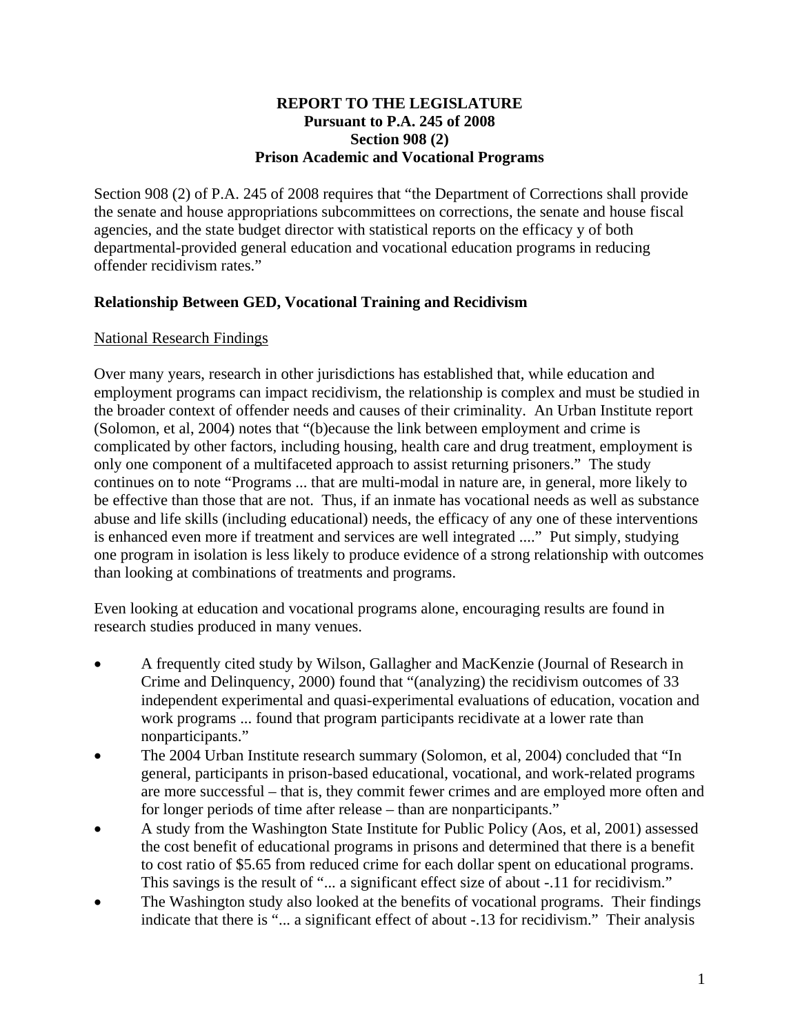**REPORT TO THE LEGISLATURE**
**Pursuant to P.A. 245 of 2008**
**Section 908 (2)**
**Prison Academic and Vocational Programs**

Section 908 (2) of P.A. 245 of 2008 requires that "the Department of Corrections shall provide the senate and house appropriations subcommittees on corrections, the senate and house fiscal agencies, and the state budget director with statistical reports on the efficacy y of both departmental-provided general education and vocational education programs in reducing offender recidivism rates."

## Relationship Between GED, Vocational Training and Recidivism

### National Research Findings

Over many years, research in other jurisdictions has established that, while education and employment programs can impact recidivism, the relationship is complex and must be studied in the broader context of offender needs and causes of their criminality. An Urban Institute report (Solomon, et al, 2004) notes that "(b)ecause the link between employment and crime is complicated by other factors, including housing, health care and drug treatment, employment is only one component of a multifaceted approach to assist returning prisoners." The study continues on to note "Programs ... that are multi-modal in nature are, in general, more likely to be effective than those that are not. Thus, if an inmate has vocational needs as well as substance abuse and life skills (including educational) needs, the efficacy of any one of these interventions is enhanced even more if treatment and services are well integrated ...." Put simply, studying one program in isolation is less likely to produce evidence of a strong relationship with outcomes than looking at combinations of treatments and programs.

Even looking at education and vocational programs alone, encouraging results are found in research studies produced in many venues.

- A frequently cited study by Wilson, Gallagher and MacKenzie (Journal of Research in Crime and Delinquency, 2000) found that "(analyzing) the recidivism outcomes of 33 independent experimental and quasi-experimental evaluations of education, vocation and work programs ... found that program participants recidivate at a lower rate than nonparticipants."
- The 2004 Urban Institute research summary (Solomon, et al, 2004) concluded that "In general, participants in prison-based educational, vocational, and work-related programs are more successful – that is, they commit fewer crimes and are employed more often and for longer periods of time after release – than are nonparticipants."
- A study from the Washington State Institute for Public Policy (Aos, et al, 2001) assessed the cost benefit of educational programs in prisons and determined that there is a benefit to cost ratio of $5.65 from reduced crime for each dollar spent on educational programs. This savings is the result of "... a significant effect size of about -.11 for recidivism."
- The Washington study also looked at the benefits of vocational programs. Their findings indicate that there is "... a significant effect of about -.13 for recidivism." Their analysis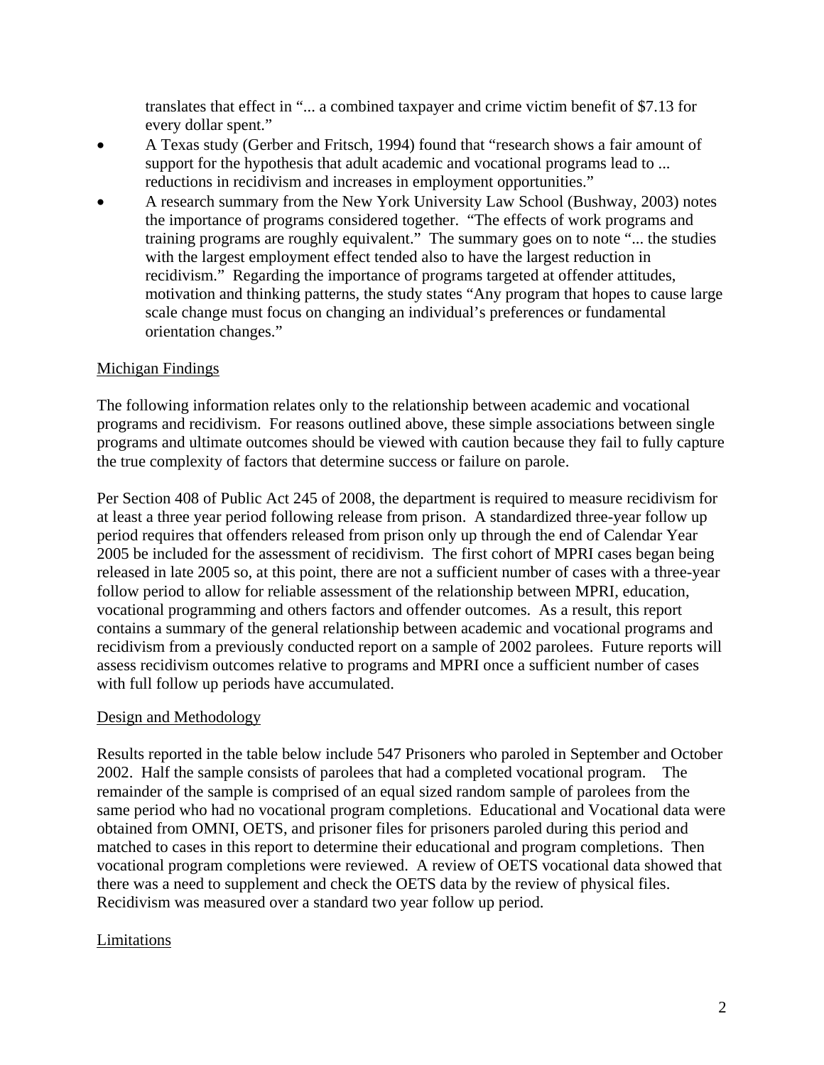translates that effect in "... a combined taxpayer and crime victim benefit of $7.13 for every dollar spent."

- A Texas study (Gerber and Fritsch, 1994) found that "research shows a fair amount of support for the hypothesis that adult academic and vocational programs lead to ... reductions in recidivism and increases in employment opportunities."
- A research summary from the New York University Law School (Bushway, 2003) notes the importance of programs considered together. "The effects of work programs and training programs are roughly equivalent." The summary goes on to note "... the studies with the largest employment effect tended also to have the largest reduction in recidivism." Regarding the importance of programs targeted at offender attitudes, motivation and thinking patterns, the study states "Any program that hopes to cause large scale change must focus on changing an individual's preferences or fundamental orientation changes."

## Michigan Findings

The following information relates only to the relationship between academic and vocational programs and recidivism. For reasons outlined above, these simple associations between single programs and ultimate outcomes should be viewed with caution because they fail to fully capture the true complexity of factors that determine success or failure on parole.

Per Section 408 of Public Act 245 of 2008, the department is required to measure recidivism for at least a three year period following release from prison. A standardized three-year follow up period requires that offenders released from prison only up through the end of Calendar Year 2005 be included for the assessment of recidivism. The first cohort of MPRI cases began being released in late 2005 so, at this point, there are not a sufficient number of cases with a three-year follow period to allow for reliable assessment of the relationship between MPRI, education, vocational programming and others factors and offender outcomes. As a result, this report contains a summary of the general relationship between academic and vocational programs and recidivism from a previously conducted report on a sample of 2002 parolees. Future reports will assess recidivism outcomes relative to programs and MPRI once a sufficient number of cases with full follow up periods have accumulated.

## Design and Methodology

Results reported in the table below include 547 Prisoners who paroled in September and October 2002. Half the sample consists of parolees that had a completed vocational program. The remainder of the sample is comprised of an equal sized random sample of parolees from the same period who had no vocational program completions. Educational and Vocational data were obtained from OMNI, OETS, and prisoner files for prisoners paroled during this period and matched to cases in this report to determine their educational and program completions. Then vocational program completions were reviewed. A review of OETS vocational data showed that there was a need to supplement and check the OETS data by the review of physical files. Recidivism was measured over a standard two year follow up period.

## Limitations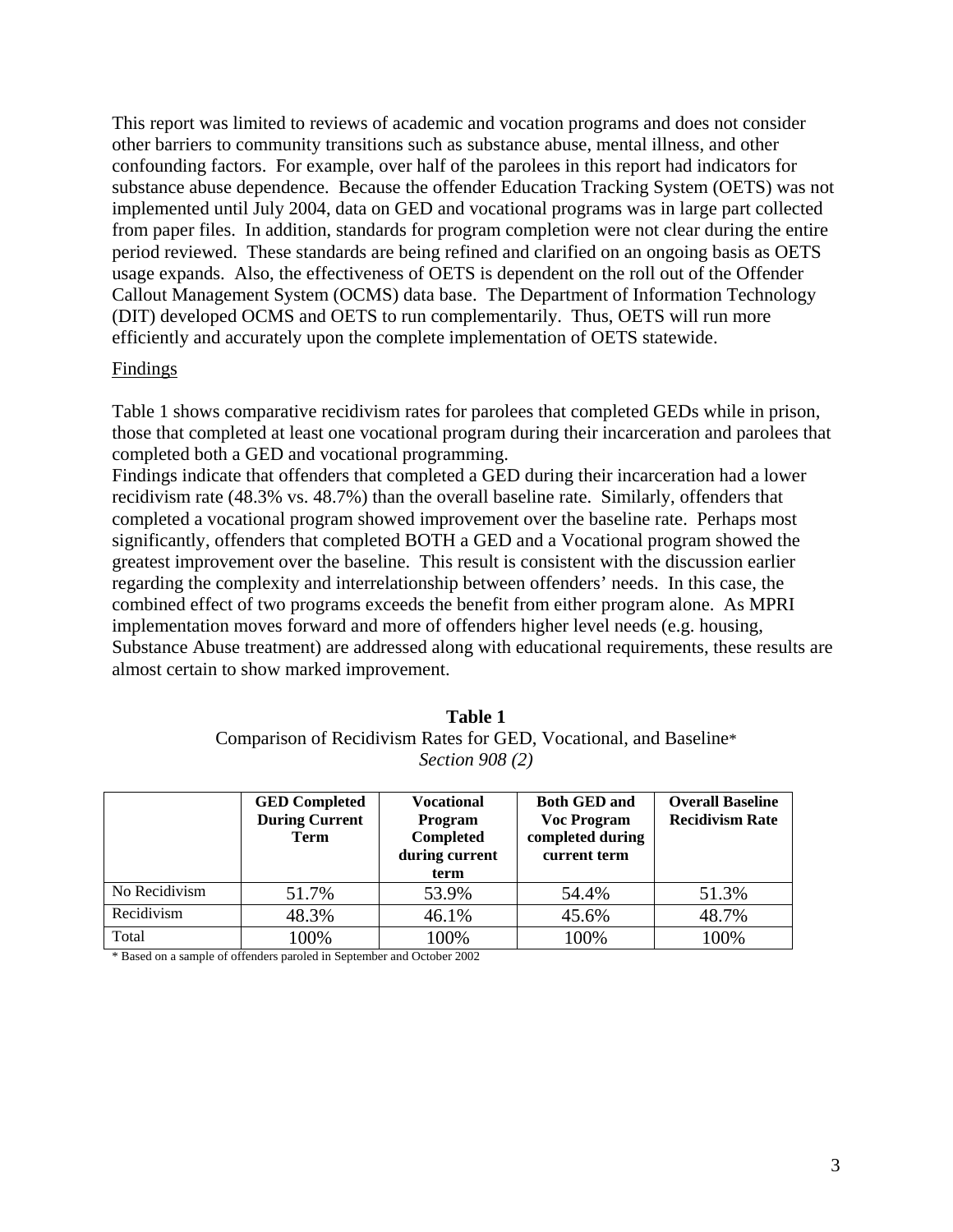This report was limited to reviews of academic and vocation programs and does not consider other barriers to community transitions such as substance abuse, mental illness, and other confounding factors. For example, over half of the parolees in this report had indicators for substance abuse dependence. Because the offender Education Tracking System (OETS) was not implemented until July 2004, data on GED and vocational programs was in large part collected from paper files. In addition, standards for program completion were not clear during the entire period reviewed. These standards are being refined and clarified on an ongoing basis as OETS usage expands. Also, the effectiveness of OETS is dependent on the roll out of the Offender Callout Management System (OCMS) data base. The Department of Information Technology (DIT) developed OCMS and OETS to run complementarily. Thus, OETS will run more efficiently and accurately upon the complete implementation of OETS statewide.

Findings

Table 1 shows comparative recidivism rates for parolees that completed GEDs while in prison, those that completed at least one vocational program during their incarceration and parolees that completed both a GED and vocational programming.

Findings indicate that offenders that completed a GED during their incarceration had a lower recidivism rate (48.3% vs. 48.7%) than the overall baseline rate. Similarly, offenders that completed a vocational program showed improvement over the baseline rate. Perhaps most significantly, offenders that completed BOTH a GED and a Vocational program showed the greatest improvement over the baseline. This result is consistent with the discussion earlier regarding the complexity and interrelationship between offenders' needs. In this case, the combined effect of two programs exceeds the benefit from either program alone. As MPRI implementation moves forward and more of offenders higher level needs (e.g. housing, Substance Abuse treatment) are addressed along with educational requirements, these results are almost certain to show marked improvement.

**Table 1**
Comparison of Recidivism Rates for GED, Vocational, and Baseline*
*Section 908 (2)*

| | GED Completed During Current Term | Vocational Program Completed during current term | Both GED and Voc Program completed during current term | Overall Baseline Recidivism Rate |
|---|---|---|---|---|
| No Recidivism | 51.7% | 53.9% | 54.4% | 51.3% |
| Recidivism | 48.3% | 46.1% | 45.6% | 48.7% |
| Total | 100% | 100% | 100% | 100% |

* Based on a sample of offenders paroled in September and October 2002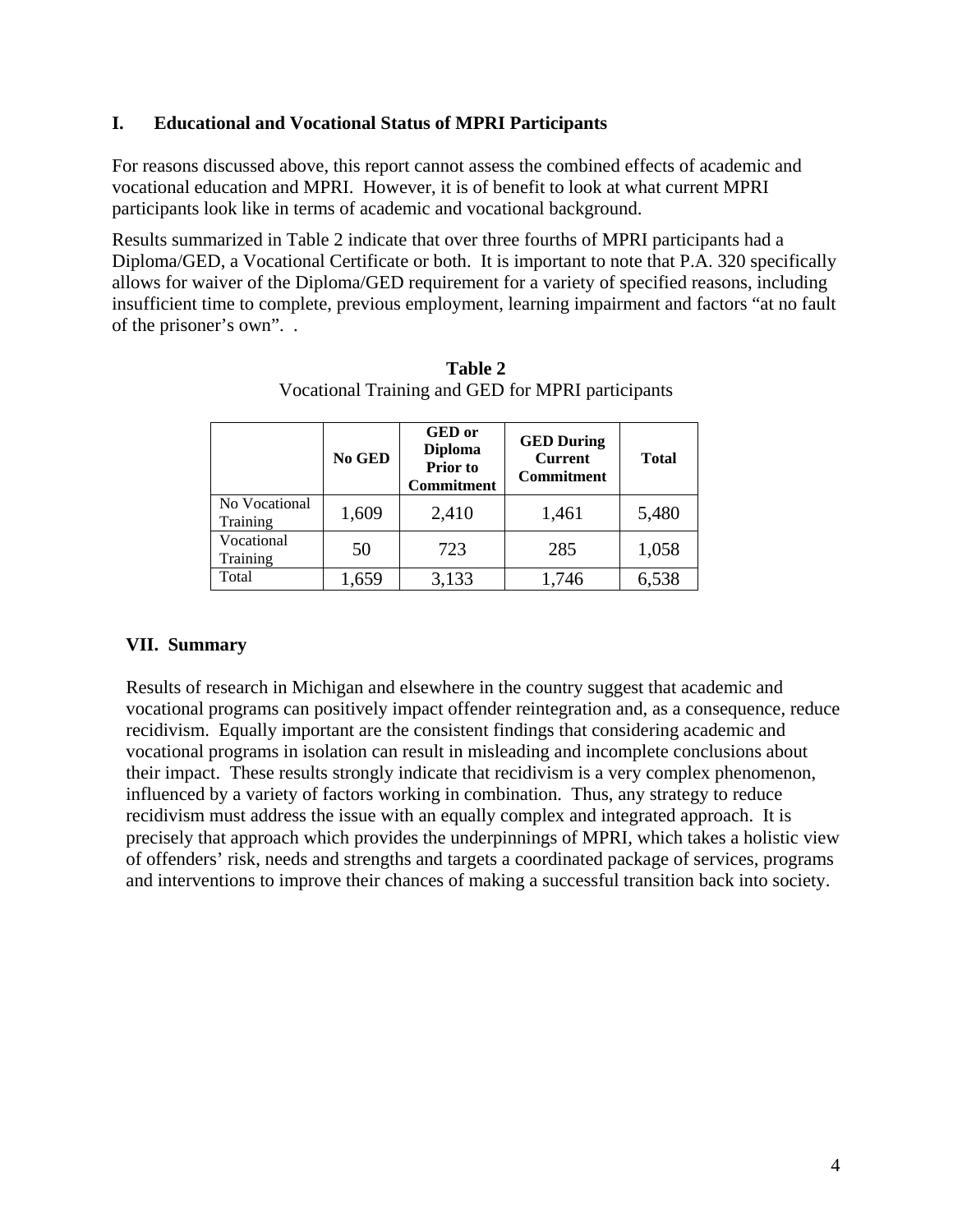## I. Educational and Vocational Status of MPRI Participants

For reasons discussed above, this report cannot assess the combined effects of academic and vocational education and MPRI. However, it is of benefit to look at what current MPRI participants look like in terms of academic and vocational background.

Results summarized in Table 2 indicate that over three fourths of MPRI participants had a Diploma/GED, a Vocational Certificate or both. It is important to note that P.A. 320 specifically allows for waiver of the Diploma/GED requirement for a variety of specified reasons, including insufficient time to complete, previous employment, learning impairment and factors "at no fault of the prisoner's own". .

**Table 2**
Vocational Training and GED for MPRI participants

| | No GED | GED or Diploma Prior to Commitment | GED During Current Commitment | Total |
|---|---|---|---|---|
| No Vocational Training | 1,609 | 2,410 | 1,461 | 5,480 |
| Vocational Training | 50 | 723 | 285 | 1,058 |
| Total | 1,659 | 3,133 | 1,746 | 6,538 |

## VII. Summary

Results of research in Michigan and elsewhere in the country suggest that academic and vocational programs can positively impact offender reintegration and, as a consequence, reduce recidivism. Equally important are the consistent findings that considering academic and vocational programs in isolation can result in misleading and incomplete conclusions about their impact. These results strongly indicate that recidivism is a very complex phenomenon, influenced by a variety of factors working in combination. Thus, any strategy to reduce recidivism must address the issue with an equally complex and integrated approach. It is precisely that approach which provides the underpinnings of MPRI, which takes a holistic view of offenders' risk, needs and strengths and targets a coordinated package of services, programs and interventions to improve their chances of making a successful transition back into society.